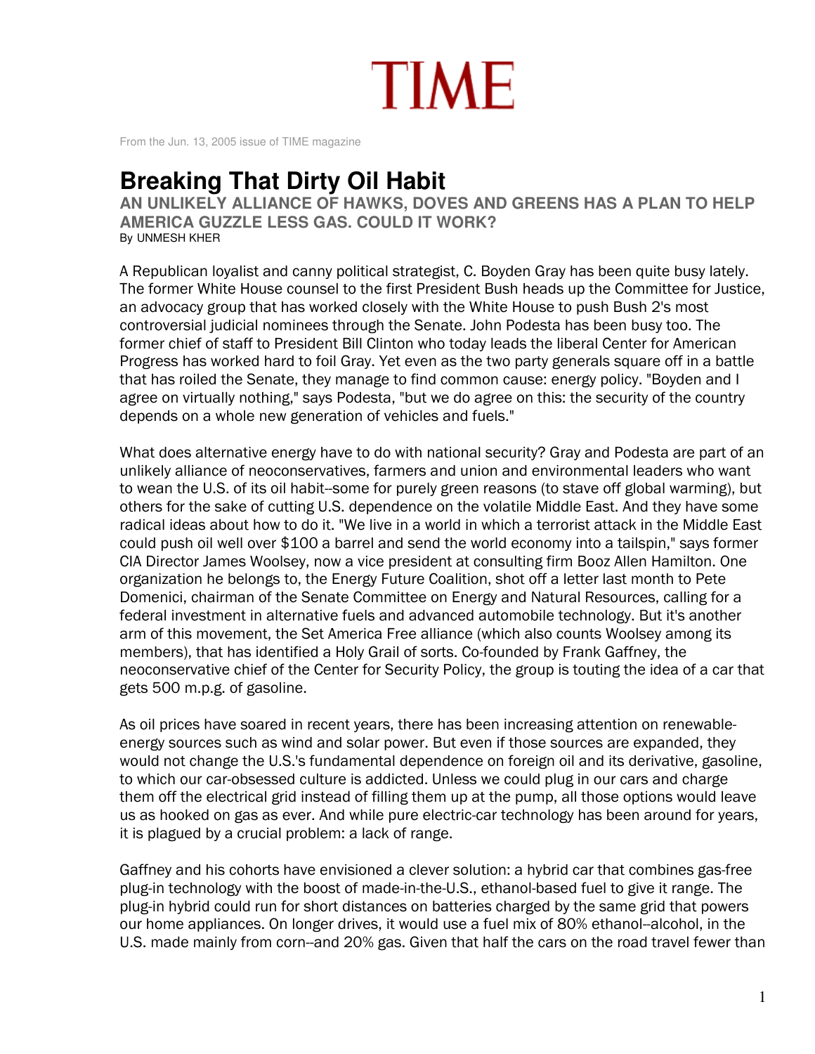# TIME

From the Jun. 13, 2005 issue of TIME magazine

# Breaking That Dirty Oil Habit

## AN UNLIKELY ALLIANCE OF HAWKS, DOVES AND GREENS HAS A PLAN TO HELP AMERICA GUZZLE LESS GAS. COULD IT WORK?

By UNMESH KHER

A Republican loyalist and canny political strategist, C. Boyden Gray has been quite busy lately. The former White House counsel to the first President Bush heads up the Committee for Justice, an advocacy group that has worked closely with the White House to push Bush 2's most controversial judicial nominees through the Senate. John Podesta has been busy too. The former chief of staff to President Bill Clinton who today leads the liberal Center for American Progress has worked hard to foil Gray. Yet even as the two party generals square off in a battle that has roiled the Senate, they manage to find common cause: energy policy. "Boyden and I agree on virtually nothing," says Podesta, "but we do agree on this: the security of the country depends on a whole new generation of vehicles and fuels."

What does alternative energy have to do with national security? Gray and Podesta are part of an unlikely alliance of neoconservatives, farmers and union and environmental leaders who want to wean the U.S. of its oil habit--some for purely green reasons (to stave off global warming), but others for the sake of cutting U.S. dependence on the volatile Middle East. And they have some radical ideas about how to do it. "We live in a world in which a terrorist attack in the Middle East could push oil well over $100 a barrel and send the world economy into a tailspin," says former CIA Director James Woolsey, now a vice president at consulting firm Booz Allen Hamilton. One organization he belongs to, the Energy Future Coalition, shot off a letter last month to Pete Domenici, chairman of the Senate Committee on Energy and Natural Resources, calling for a federal investment in alternative fuels and advanced automobile technology. But it's another arm of this movement, the Set America Free alliance (which also counts Woolsey among its members), that has identified a Holy Grail of sorts. Co-founded by Frank Gaffney, the neoconservative chief of the Center for Security Policy, the group is touting the idea of a car that gets 500 m.p.g. of gasoline.

As oil prices have soared in recent years, there has been increasing attention on renewable-energy sources such as wind and solar power. But even if those sources are expanded, they would not change the U.S.'s fundamental dependence on foreign oil and its derivative, gasoline, to which our car-obsessed culture is addicted. Unless we could plug in our cars and charge them off the electrical grid instead of filling them up at the pump, all those options would leave us as hooked on gas as ever. And while pure electric-car technology has been around for years, it is plagued by a crucial problem: a lack of range.

Gaffney and his cohorts have envisioned a clever solution: a hybrid car that combines gas-free plug-in technology with the boost of made-in-the-U.S., ethanol-based fuel to give it range. The plug-in hybrid could run for short distances on batteries charged by the same grid that powers our home appliances. On longer drives, it would use a fuel mix of 80% ethanol--alcohol, in the U.S. made mainly from corn--and 20% gas. Given that half the cars on the road travel fewer than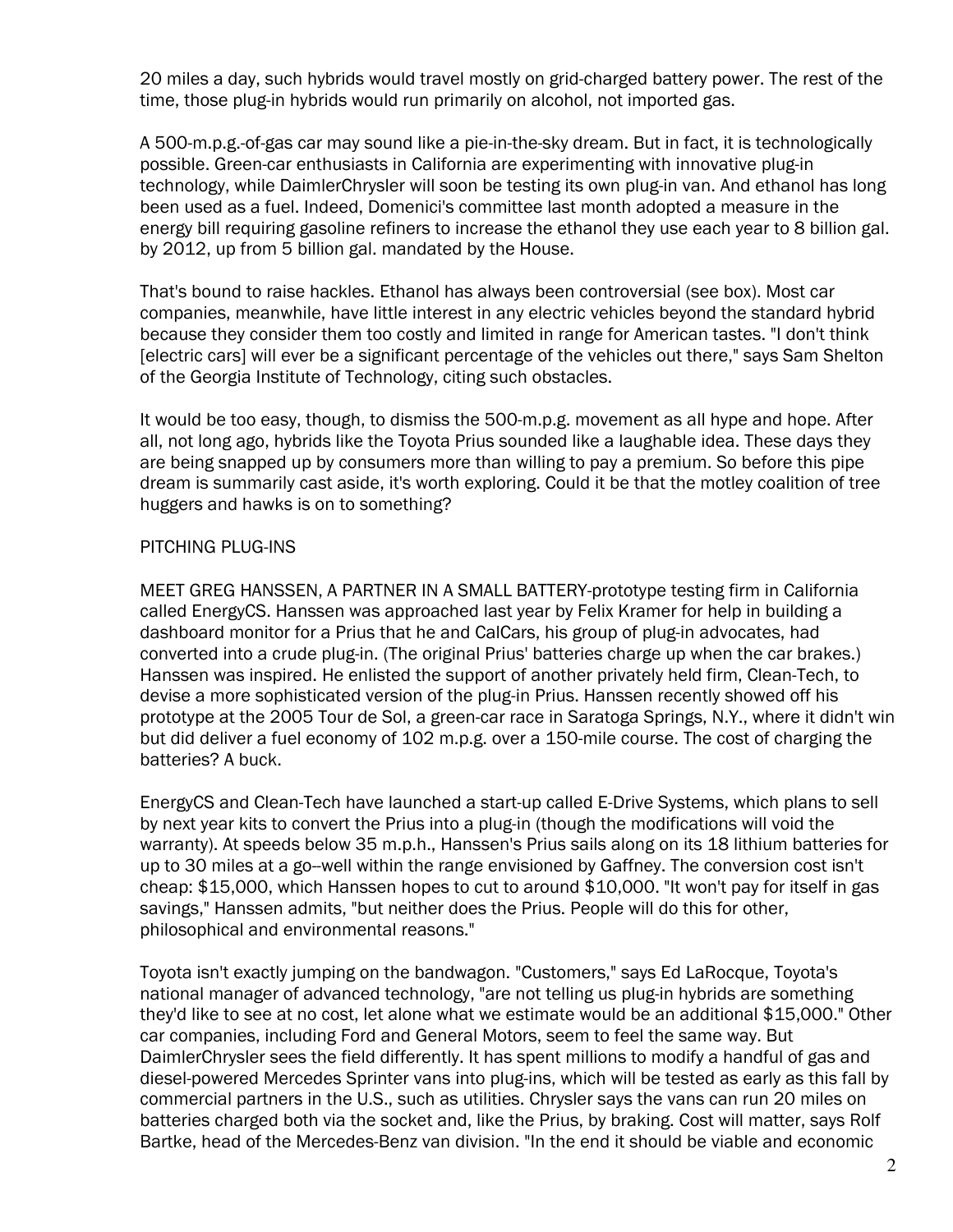20 miles a day, such hybrids would travel mostly on grid-charged battery power. The rest of the time, those plug-in hybrids would run primarily on alcohol, not imported gas.

A 500-m.p.g.-of-gas car may sound like a pie-in-the-sky dream. But in fact, it is technologically possible. Green-car enthusiasts in California are experimenting with innovative plug-in technology, while DaimlerChrysler will soon be testing its own plug-in van. And ethanol has long been used as a fuel. Indeed, Domenici's committee last month adopted a measure in the energy bill requiring gasoline refiners to increase the ethanol they use each year to 8 billion gal. by 2012, up from 5 billion gal. mandated by the House.

That's bound to raise hackles. Ethanol has always been controversial (see box). Most car companies, meanwhile, have little interest in any electric vehicles beyond the standard hybrid because they consider them too costly and limited in range for American tastes. "I don't think [electric cars] will ever be a significant percentage of the vehicles out there," says Sam Shelton of the Georgia Institute of Technology, citing such obstacles.

It would be too easy, though, to dismiss the 500-m.p.g. movement as all hype and hope. After all, not long ago, hybrids like the Toyota Prius sounded like a laughable idea. These days they are being snapped up by consumers more than willing to pay a premium. So before this pipe dream is summarily cast aside, it's worth exploring. Could it be that the motley coalition of tree huggers and hawks is on to something?

## PITCHING PLUG-INS

MEET GREG HANSSEN, A PARTNER IN A SMALL BATTERY-prototype testing firm in California called EnergyCS. Hanssen was approached last year by Felix Kramer for help in building a dashboard monitor for a Prius that he and CalCars, his group of plug-in advocates, had converted into a crude plug-in. (The original Prius' batteries charge up when the car brakes.) Hanssen was inspired. He enlisted the support of another privately held firm, Clean-Tech, to devise a more sophisticated version of the plug-in Prius. Hanssen recently showed off his prototype at the 2005 Tour de Sol, a green-car race in Saratoga Springs, N.Y., where it didn't win but did deliver a fuel economy of 102 m.p.g. over a 150-mile course. The cost of charging the batteries? A buck.

EnergyCS and Clean-Tech have launched a start-up called E-Drive Systems, which plans to sell by next year kits to convert the Prius into a plug-in (though the modifications will void the warranty). At speeds below 35 m.p.h., Hanssen's Prius sails along on its 18 lithium batteries for up to 30 miles at a go--well within the range envisioned by Gaffney. The conversion cost isn't cheap: $15,000, which Hanssen hopes to cut to around $10,000. "It won't pay for itself in gas savings," Hanssen admits, "but neither does the Prius. People will do this for other, philosophical and environmental reasons."

Toyota isn't exactly jumping on the bandwagon. "Customers," says Ed LaRocque, Toyota's national manager of advanced technology, "are not telling us plug-in hybrids are something they'd like to see at no cost, let alone what we estimate would be an additional $15,000." Other car companies, including Ford and General Motors, seem to feel the same way. But DaimlerChrysler sees the field differently. It has spent millions to modify a handful of gas and diesel-powered Mercedes Sprinter vans into plug-ins, which will be tested as early as this fall by commercial partners in the U.S., such as utilities. Chrysler says the vans can run 20 miles on batteries charged both via the socket and, like the Prius, by braking. Cost will matter, says Rolf Bartke, head of the Mercedes-Benz van division. "In the end it should be viable and economic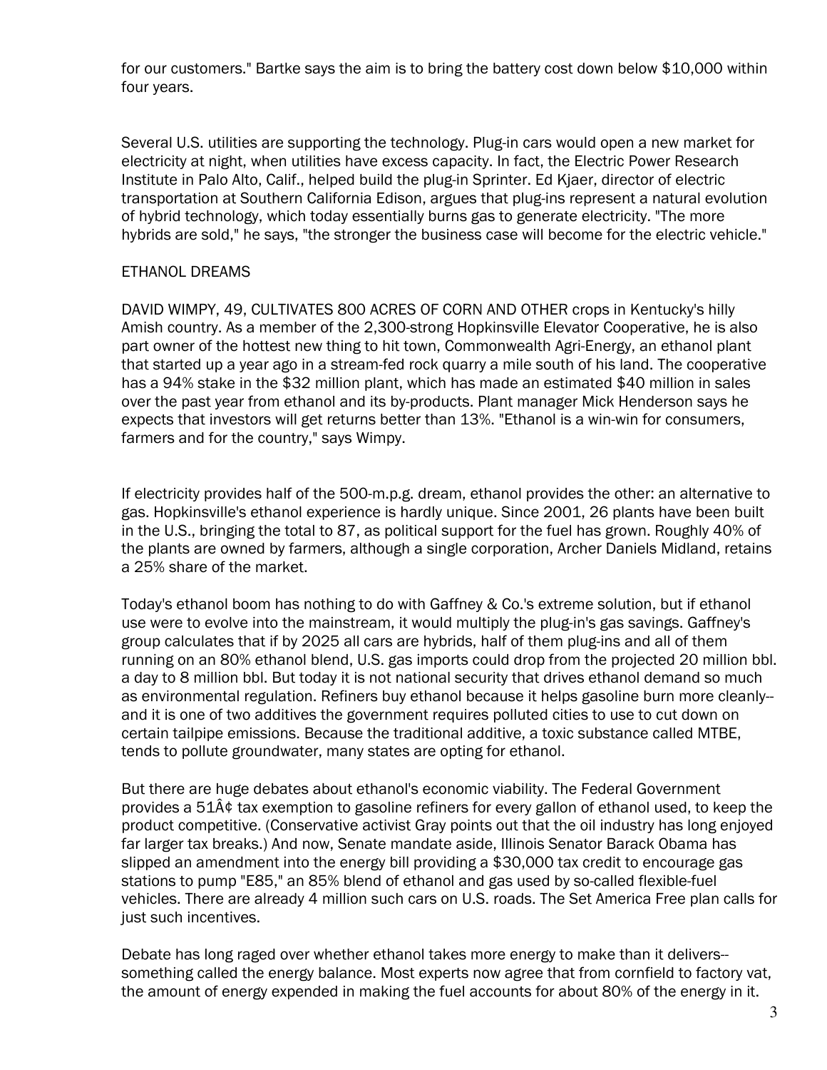for our customers." Bartke says the aim is to bring the battery cost down below $10,000 within four years.

Several U.S. utilities are supporting the technology. Plug-in cars would open a new market for electricity at night, when utilities have excess capacity. In fact, the Electric Power Research Institute in Palo Alto, Calif., helped build the plug-in Sprinter. Ed Kjaer, director of electric transportation at Southern California Edison, argues that plug-ins represent a natural evolution of hybrid technology, which today essentially burns gas to generate electricity. "The more hybrids are sold," he says, "the stronger the business case will become for the electric vehicle."

## ETHANOL DREAMS

DAVID WIMPY, 49, CULTIVATES 800 ACRES OF CORN AND OTHER crops in Kentucky's hilly Amish country. As a member of the 2,300-strong Hopkinsville Elevator Cooperative, he is also part owner of the hottest new thing to hit town, Commonwealth Agri-Energy, an ethanol plant that started up a year ago in a stream-fed rock quarry a mile south of his land. The cooperative has a 94% stake in the $32 million plant, which has made an estimated $40 million in sales over the past year from ethanol and its by-products. Plant manager Mick Henderson says he expects that investors will get returns better than 13%. "Ethanol is a win-win for consumers, farmers and for the country," says Wimpy.

If electricity provides half of the 500-m.p.g. dream, ethanol provides the other: an alternative to gas. Hopkinsville's ethanol experience is hardly unique. Since 2001, 26 plants have been built in the U.S., bringing the total to 87, as political support for the fuel has grown. Roughly 40% of the plants are owned by farmers, although a single corporation, Archer Daniels Midland, retains a 25% share of the market.

Today's ethanol boom has nothing to do with Gaffney & Co.'s extreme solution, but if ethanol use were to evolve into the mainstream, it would multiply the plug-in's gas savings. Gaffney's group calculates that if by 2025 all cars are hybrids, half of them plug-ins and all of them running on an 80% ethanol blend, U.S. gas imports could drop from the projected 20 million bbl. a day to 8 million bbl. But today it is not national security that drives ethanol demand so much as environmental regulation. Refiners buy ethanol because it helps gasoline burn more cleanly--and it is one of two additives the government requires polluted cities to use to cut down on certain tailpipe emissions. Because the traditional additive, a toxic substance called MTBE, tends to pollute groundwater, many states are opting for ethanol.

But there are huge debates about ethanol's economic viability. The Federal Government provides a 51Â¢ tax exemption to gasoline refiners for every gallon of ethanol used, to keep the product competitive. (Conservative activist Gray points out that the oil industry has long enjoyed far larger tax breaks.) And now, Senate mandate aside, Illinois Senator Barack Obama has slipped an amendment into the energy bill providing a $30,000 tax credit to encourage gas stations to pump "E85," an 85% blend of ethanol and gas used by so-called flexible-fuel vehicles. There are already 4 million such cars on U.S. roads. The Set America Free plan calls for just such incentives.

Debate has long raged over whether ethanol takes more energy to make than it delivers--something called the energy balance. Most experts now agree that from cornfield to factory vat, the amount of energy expended in making the fuel accounts for about 80% of the energy in it.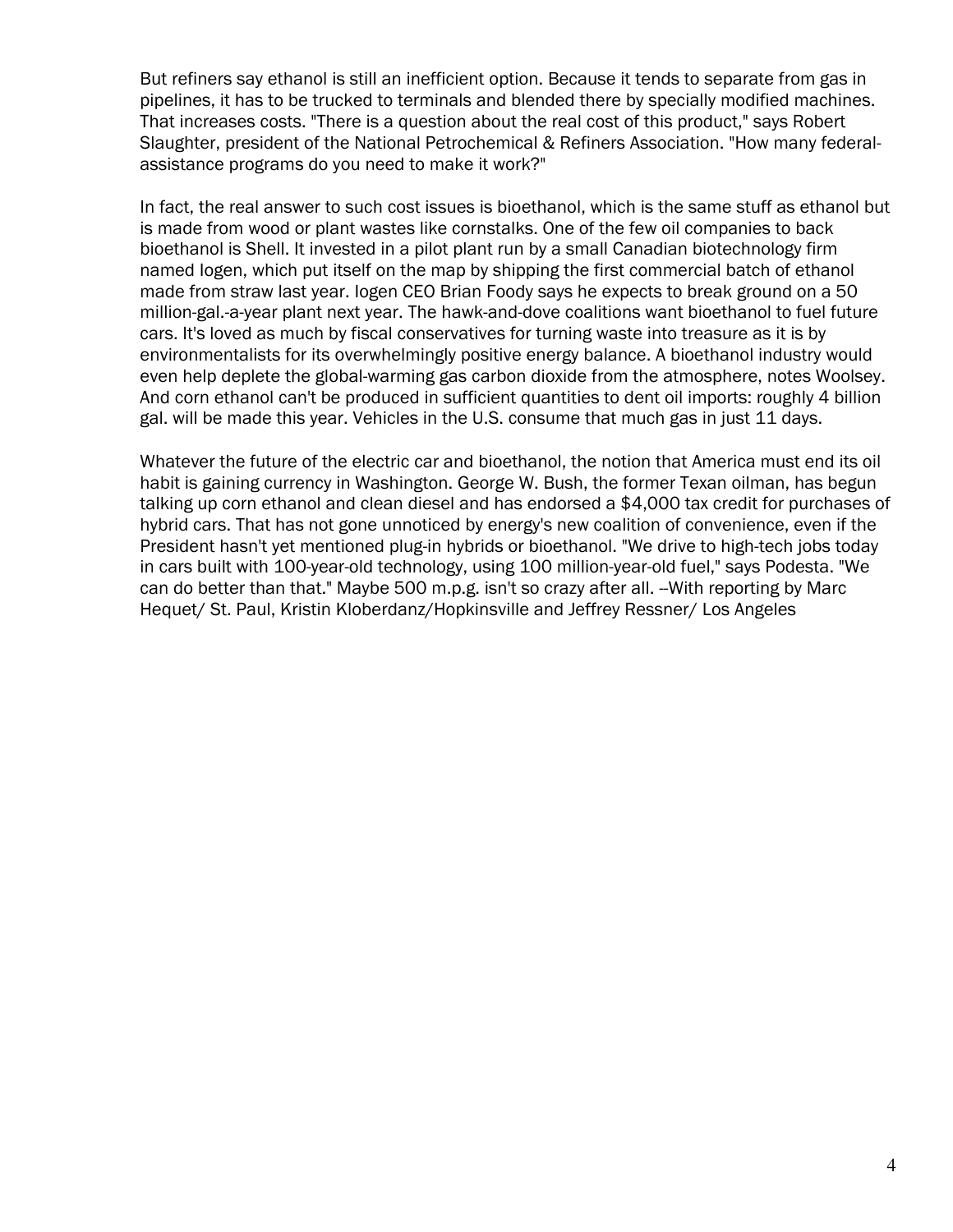But refiners say ethanol is still an inefficient option. Because it tends to separate from gas in pipelines, it has to be trucked to terminals and blended there by specially modified machines. That increases costs. "There is a question about the real cost of this product," says Robert Slaughter, president of the National Petrochemical & Refiners Association. "How many federal-assistance programs do you need to make it work?"

In fact, the real answer to such cost issues is bioethanol, which is the same stuff as ethanol but is made from wood or plant wastes like cornstalks. One of the few oil companies to back bioethanol is Shell. It invested in a pilot plant run by a small Canadian biotechnology firm named Iogen, which put itself on the map by shipping the first commercial batch of ethanol made from straw last year. Iogen CEO Brian Foody says he expects to break ground on a 50 million-gal.-a-year plant next year. The hawk-and-dove coalitions want bioethanol to fuel future cars. It's loved as much by fiscal conservatives for turning waste into treasure as it is by environmentalists for its overwhelmingly positive energy balance. A bioethanol industry would even help deplete the global-warming gas carbon dioxide from the atmosphere, notes Woolsey. And corn ethanol can't be produced in sufficient quantities to dent oil imports: roughly 4 billion gal. will be made this year. Vehicles in the U.S. consume that much gas in just 11 days.

Whatever the future of the electric car and bioethanol, the notion that America must end its oil habit is gaining currency in Washington. George W. Bush, the former Texan oilman, has begun talking up corn ethanol and clean diesel and has endorsed a $4,000 tax credit for purchases of hybrid cars. That has not gone unnoticed by energy's new coalition of convenience, even if the President hasn't yet mentioned plug-in hybrids or bioethanol. "We drive to high-tech jobs today in cars built with 100-year-old technology, using 100 million-year-old fuel," says Podesta. "We can do better than that." Maybe 500 m.p.g. isn't so crazy after all. --With reporting by Marc Hequet/ St. Paul, Kristin Kloberdanz/Hopkinsville and Jeffrey Ressner/ Los Angeles